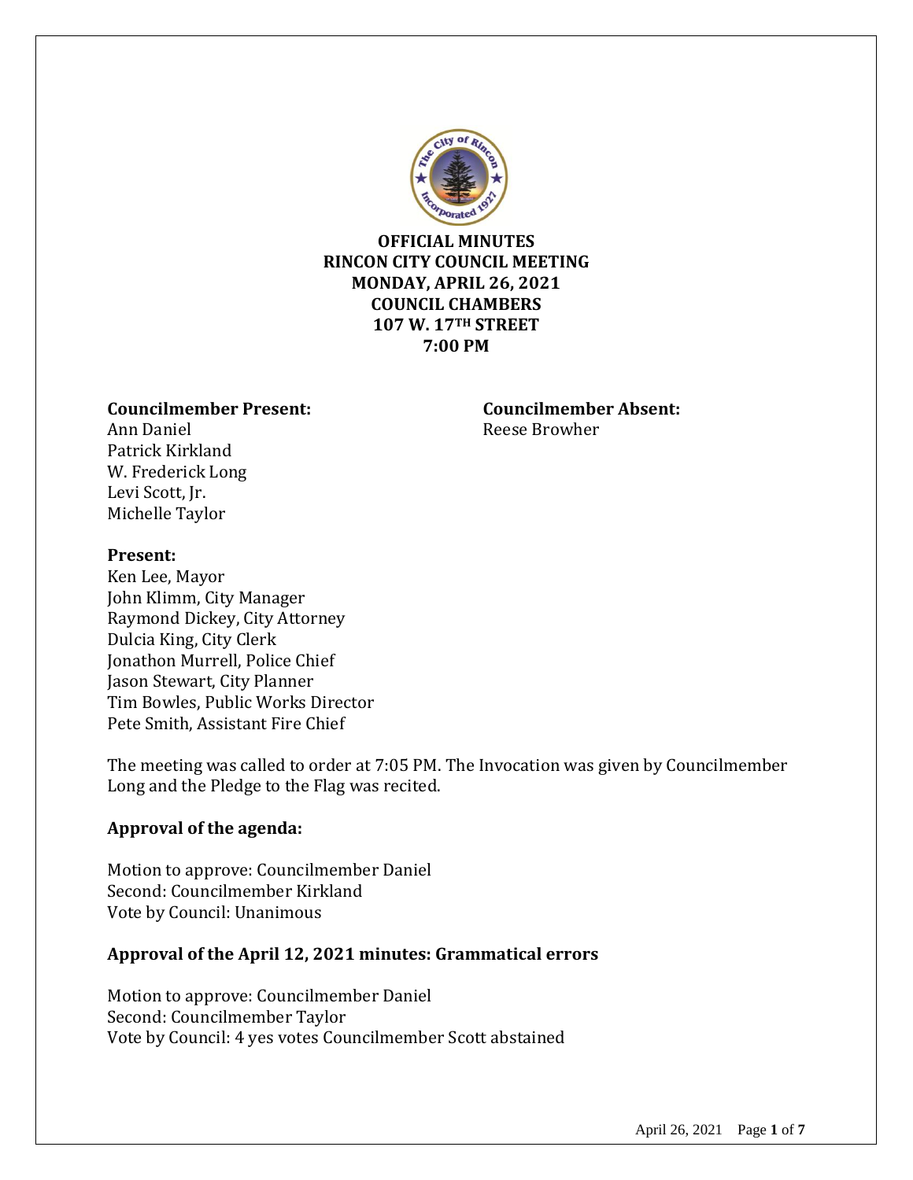**OFFICIAL MINUTES**
**RINCON CITY COUNCIL MEETING**
**MONDAY, APRIL 26, 2021**
**COUNCIL CHAMBERS**
**107 W. 17TH STREET**
**7:00 PM**

**Councilmember Present:**
Ann Daniel
Patrick Kirkland
W. Frederick Long
Levi Scott, Jr.
Michelle Taylor

**Councilmember Absent:**
Reese Browher

**Present:**
Ken Lee, Mayor
John Klimm, City Manager
Raymond Dickey, City Attorney
Dulcia King, City Clerk
Jonathon Murrell, Police Chief
Jason Stewart, City Planner
Tim Bowles, Public Works Director
Pete Smith, Assistant Fire Chief

The meeting was called to order at 7:05 PM. The Invocation was given by Councilmember Long and the Pledge to the Flag was recited.

**Approval of the agenda:**

Motion to approve: Councilmember Daniel
Second: Councilmember Kirkland
Vote by Council: Unanimous

**Approval of the April 12, 2021 minutes: Grammatical errors**

Motion to approve: Councilmember Daniel
Second: Councilmember Taylor
Vote by Council: 4 yes votes Councilmember Scott abstained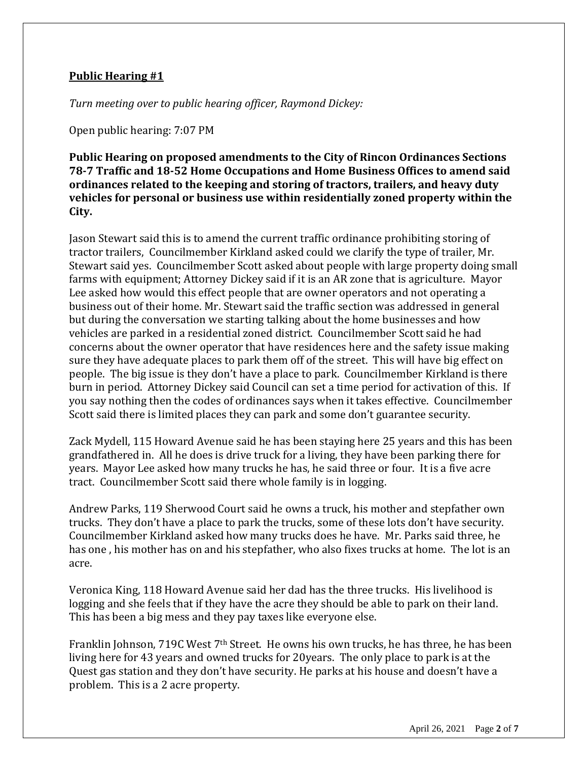**Public Hearing #1**

*Turn meeting over to public hearing officer, Raymond Dickey:*

Open public hearing: 7:07 PM

**Public Hearing on proposed amendments to the City of Rincon Ordinances Sections 78-7 Traffic and 18-52 Home Occupations and Home Business Offices to amend said ordinances related to the keeping and storing of tractors, trailers, and heavy duty vehicles for personal or business use within residentially zoned property within the City.**

Jason Stewart said this is to amend the current traffic ordinance prohibiting storing of tractor trailers, Councilmember Kirkland asked could we clarify the type of trailer, Mr. Stewart said yes. Councilmember Scott asked about people with large property doing small farms with equipment; Attorney Dickey said if it is an AR zone that is agriculture. Mayor Lee asked how would this effect people that are owner operators and not operating a business out of their home. Mr. Stewart said the traffic section was addressed in general but during the conversation we starting talking about the home businesses and how vehicles are parked in a residential zoned district. Councilmember Scott said he had concerns about the owner operator that have residences here and the safety issue making sure they have adequate places to park them off of the street. This will have big effect on people. The big issue is they don't have a place to park. Councilmember Kirkland is there burn in period. Attorney Dickey said Council can set a time period for activation of this. If you say nothing then the codes of ordinances says when it takes effective. Councilmember Scott said there is limited places they can park and some don't guarantee security.

Zack Mydell, 115 Howard Avenue said he has been staying here 25 years and this has been grandfathered in. All he does is drive truck for a living, they have been parking there for years. Mayor Lee asked how many trucks he has, he said three or four. It is a five acre tract. Councilmember Scott said there whole family is in logging.

Andrew Parks, 119 Sherwood Court said he owns a truck, his mother and stepfather own trucks. They don't have a place to park the trucks, some of these lots don't have security. Councilmember Kirkland asked how many trucks does he have. Mr. Parks said three, he has one , his mother has on and his stepfather, who also fixes trucks at home. The lot is an acre.

Veronica King, 118 Howard Avenue said her dad has the three trucks. His livelihood is logging and she feels that if they have the acre they should be able to park on their land. This has been a big mess and they pay taxes like everyone else.

Franklin Johnson, 719C West 7th Street. He owns his own trucks, he has three, he has been living here for 43 years and owned trucks for 20years. The only place to park is at the Quest gas station and they don't have security. He parks at his house and doesn't have a problem. This is a 2 acre property.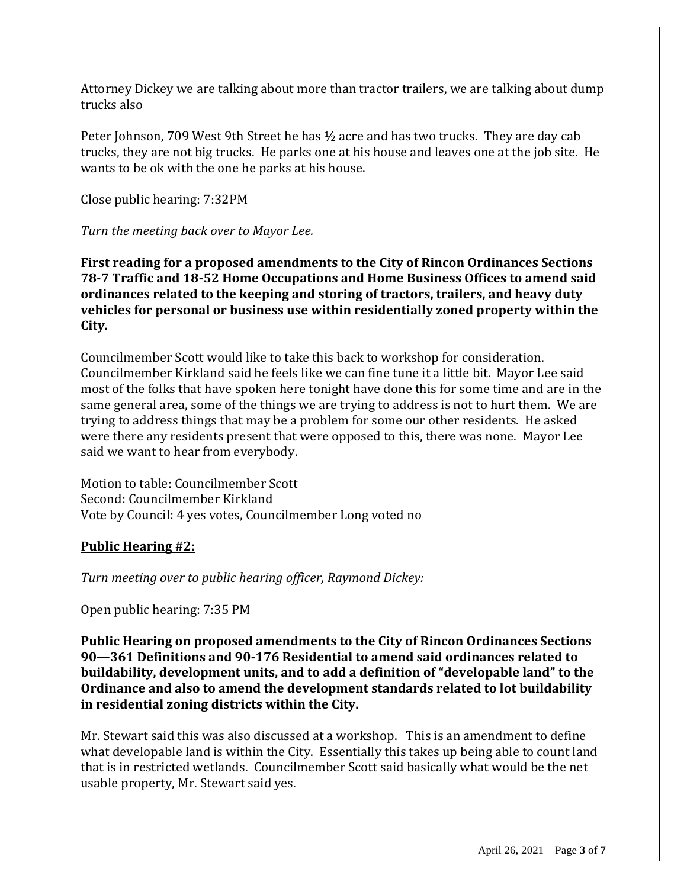Attorney Dickey we are talking about more than tractor trailers, we are talking about dump trucks also

Peter Johnson, 709 West 9th Street he has ½ acre and has two trucks. They are day cab trucks, they are not big trucks. He parks one at his house and leaves one at the job site. He wants to be ok with the one he parks at his house.

Close public hearing: 7:32PM

*Turn the meeting back over to Mayor Lee.*

**First reading for a proposed amendments to the City of Rincon Ordinances Sections 78-7 Traffic and 18-52 Home Occupations and Home Business Offices to amend said ordinances related to the keeping and storing of tractors, trailers, and heavy duty vehicles for personal or business use within residentially zoned property within the City.**

Councilmember Scott would like to take this back to workshop for consideration. Councilmember Kirkland said he feels like we can fine tune it a little bit. Mayor Lee said most of the folks that have spoken here tonight have done this for some time and are in the same general area, some of the things we are trying to address is not to hurt them. We are trying to address things that may be a problem for some our other residents. He asked were there any residents present that were opposed to this, there was none. Mayor Lee said we want to hear from everybody.

Motion to table: Councilmember Scott
Second: Councilmember Kirkland
Vote by Council: 4 yes votes, Councilmember Long voted no

**Public Hearing #2:**

*Turn meeting over to public hearing officer, Raymond Dickey:*

Open public hearing: 7:35 PM

**Public Hearing on proposed amendments to the City of Rincon Ordinances Sections 90—361 Definitions and 90-176 Residential to amend said ordinances related to buildability, development units, and to add a definition of "developable land" to the Ordinance and also to amend the development standards related to lot buildability in residential zoning districts within the City.**

Mr. Stewart said this was also discussed at a workshop. This is an amendment to define what developable land is within the City. Essentially this takes up being able to count land that is in restricted wetlands. Councilmember Scott said basically what would be the net usable property, Mr. Stewart said yes.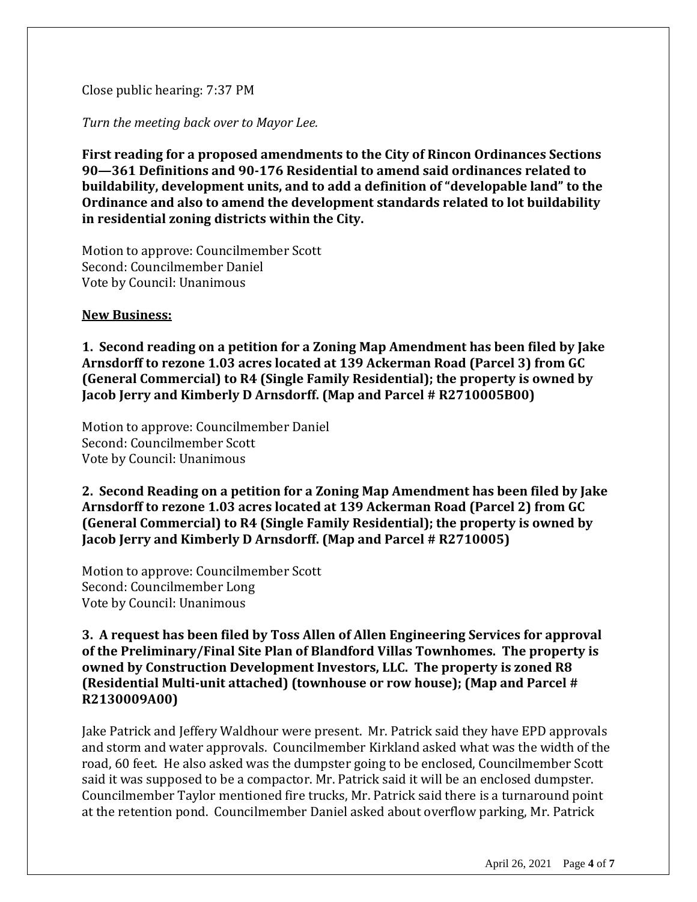Close public hearing: 7:37 PM

*Turn the meeting back over to Mayor Lee.*

**First reading for a proposed amendments to the City of Rincon Ordinances Sections 90—361 Definitions and 90-176 Residential to amend said ordinances related to buildability, development units, and to add a definition of "developable land" to the Ordinance and also to amend the development standards related to lot buildability in residential zoning districts within the City.**

Motion to approve: Councilmember Scott
Second: Councilmember Daniel
Vote by Council: Unanimous

**New Business:**

**1. Second reading on a petition for a Zoning Map Amendment has been filed by Jake Arnsdorff to rezone 1.03 acres located at 139 Ackerman Road (Parcel 3) from GC (General Commercial) to R4 (Single Family Residential); the property is owned by Jacob Jerry and Kimberly D Arnsdorff. (Map and Parcel # R2710005B00)**

Motion to approve: Councilmember Daniel
Second: Councilmember Scott
Vote by Council: Unanimous

**2. Second Reading on a petition for a Zoning Map Amendment has been filed by Jake Arnsdorff to rezone 1.03 acres located at 139 Ackerman Road (Parcel 2) from GC (General Commercial) to R4 (Single Family Residential); the property is owned by Jacob Jerry and Kimberly D Arnsdorff. (Map and Parcel # R2710005)**

Motion to approve: Councilmember Scott
Second: Councilmember Long
Vote by Council: Unanimous

**3. A request has been filed by Toss Allen of Allen Engineering Services for approval of the Preliminary/Final Site Plan of Blandford Villas Townhomes. The property is owned by Construction Development Investors, LLC. The property is zoned R8 (Residential Multi-unit attached) (townhouse or row house); (Map and Parcel # R2130009A00)**

Jake Patrick and Jeffery Waldhour were present. Mr. Patrick said they have EPD approvals and storm and water approvals. Councilmember Kirkland asked what was the width of the road, 60 feet. He also asked was the dumpster going to be enclosed, Councilmember Scott said it was supposed to be a compactor. Mr. Patrick said it will be an enclosed dumpster. Councilmember Taylor mentioned fire trucks, Mr. Patrick said there is a turnaround point at the retention pond. Councilmember Daniel asked about overflow parking, Mr. Patrick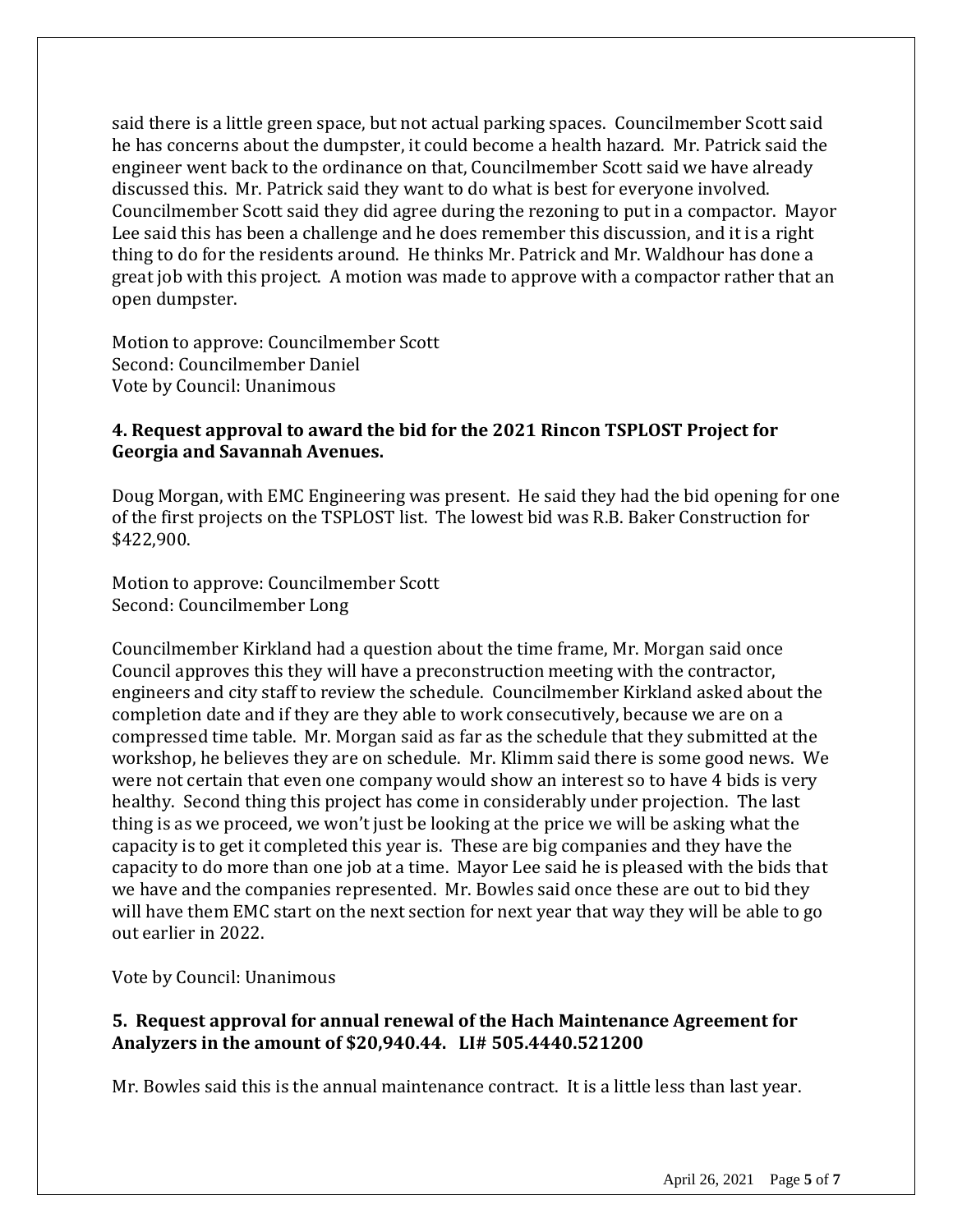said there is a little green space, but not actual parking spaces. Councilmember Scott said he has concerns about the dumpster, it could become a health hazard. Mr. Patrick said the engineer went back to the ordinance on that, Councilmember Scott said we have already discussed this. Mr. Patrick said they want to do what is best for everyone involved. Councilmember Scott said they did agree during the rezoning to put in a compactor. Mayor Lee said this has been a challenge and he does remember this discussion, and it is a right thing to do for the residents around. He thinks Mr. Patrick and Mr. Waldhour has done a great job with this project. A motion was made to approve with a compactor rather that an open dumpster.

Motion to approve: Councilmember Scott
Second: Councilmember Daniel
Vote by Council: Unanimous

**4. Request approval to award the bid for the 2021 Rincon TSPLOST Project for Georgia and Savannah Avenues.**

Doug Morgan, with EMC Engineering was present. He said they had the bid opening for one of the first projects on the TSPLOST list. The lowest bid was R.B. Baker Construction for $422,900.

Motion to approve: Councilmember Scott
Second: Councilmember Long

Councilmember Kirkland had a question about the time frame, Mr. Morgan said once Council approves this they will have a preconstruction meeting with the contractor, engineers and city staff to review the schedule. Councilmember Kirkland asked about the completion date and if they are they able to work consecutively, because we are on a compressed time table. Mr. Morgan said as far as the schedule that they submitted at the workshop, he believes they are on schedule. Mr. Klimm said there is some good news. We were not certain that even one company would show an interest so to have 4 bids is very healthy. Second thing this project has come in considerably under projection. The last thing is as we proceed, we won't just be looking at the price we will be asking what the capacity is to get it completed this year is. These are big companies and they have the capacity to do more than one job at a time. Mayor Lee said he is pleased with the bids that we have and the companies represented. Mr. Bowles said once these are out to bid they will have them EMC start on the next section for next year that way they will be able to go out earlier in 2022.

Vote by Council: Unanimous

**5. Request approval for annual renewal of the Hach Maintenance Agreement for Analyzers in the amount of $20,940.44. LI# 505.4440.521200**

Mr. Bowles said this is the annual maintenance contract. It is a little less than last year.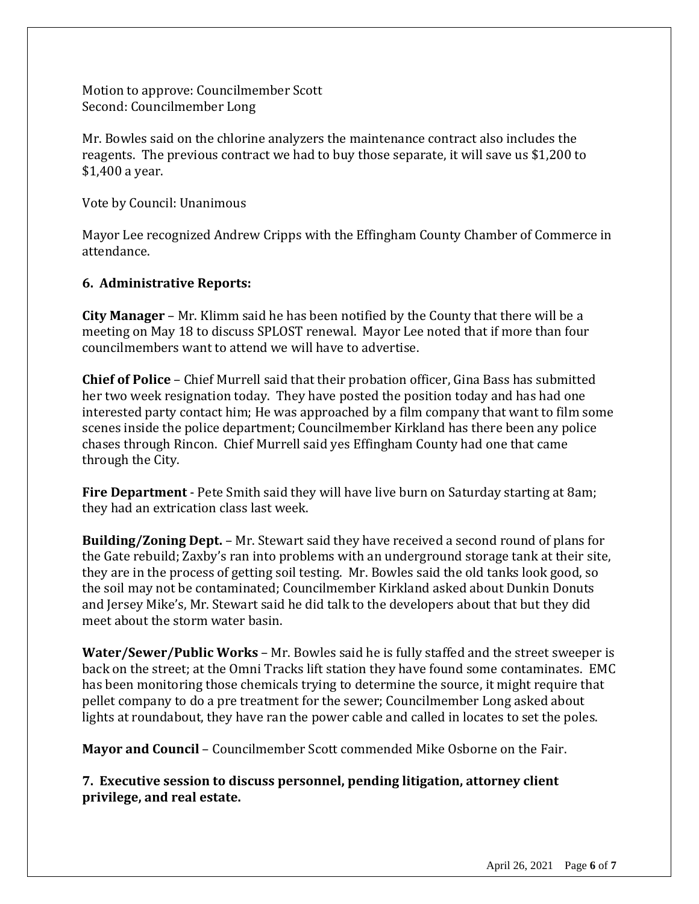Motion to approve: Councilmember Scott
Second: Councilmember Long

Mr. Bowles said on the chlorine analyzers the maintenance contract also includes the reagents. The previous contract we had to buy those separate, it will save us $1,200 to $1,400 a year.

Vote by Council: Unanimous

Mayor Lee recognized Andrew Cripps with the Effingham County Chamber of Commerce in attendance.

**6. Administrative Reports:**

**City Manager** – Mr. Klimm said he has been notified by the County that there will be a meeting on May 18 to discuss SPLOST renewal. Mayor Lee noted that if more than four councilmembers want to attend we will have to advertise.

**Chief of Police** – Chief Murrell said that their probation officer, Gina Bass has submitted her two week resignation today. They have posted the position today and has had one interested party contact him; He was approached by a film company that want to film some scenes inside the police department; Councilmember Kirkland has there been any police chases through Rincon. Chief Murrell said yes Effingham County had one that came through the City.

**Fire Department** - Pete Smith said they will have live burn on Saturday starting at 8am; they had an extrication class last week.

**Building/Zoning Dept.** – Mr. Stewart said they have received a second round of plans for the Gate rebuild; Zaxby's ran into problems with an underground storage tank at their site, they are in the process of getting soil testing. Mr. Bowles said the old tanks look good, so the soil may not be contaminated; Councilmember Kirkland asked about Dunkin Donuts and Jersey Mike's, Mr. Stewart said he did talk to the developers about that but they did meet about the storm water basin.

**Water/Sewer/Public Works** – Mr. Bowles said he is fully staffed and the street sweeper is back on the street; at the Omni Tracks lift station they have found some contaminates. EMC has been monitoring those chemicals trying to determine the source, it might require that pellet company to do a pre treatment for the sewer; Councilmember Long asked about lights at roundabout, they have ran the power cable and called in locates to set the poles.

**Mayor and Council** – Councilmember Scott commended Mike Osborne on the Fair.

**7. Executive session to discuss personnel, pending litigation, attorney client privilege, and real estate.**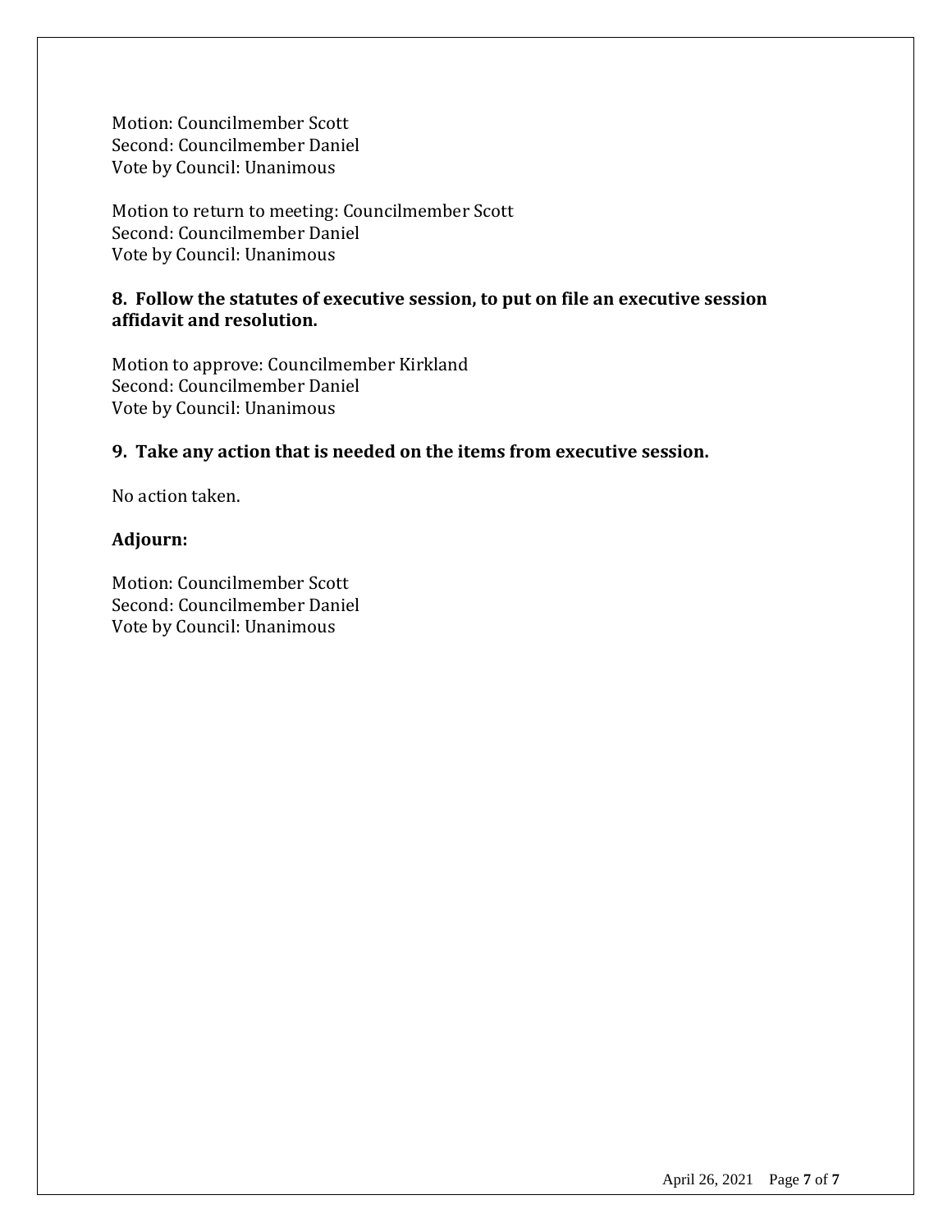Motion: Councilmember Scott
Second: Councilmember Daniel
Vote by Council: Unanimous

Motion to return to meeting: Councilmember Scott
Second: Councilmember Daniel
Vote by Council: Unanimous

**8. Follow the statutes of executive session, to put on file an executive session affidavit and resolution.**

Motion to approve: Councilmember Kirkland
Second: Councilmember Daniel
Vote by Council: Unanimous

**9. Take any action that is needed on the items from executive session.**

No action taken.

**Adjourn:**

Motion: Councilmember Scott
Second: Councilmember Daniel
Vote by Council: Unanimous